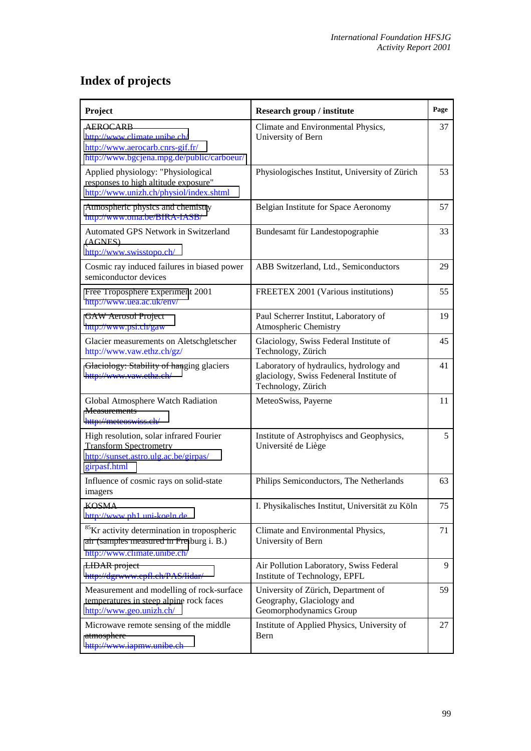# Index of projects

| Project | Research group / institute | Page |
|---|---|---|
| AEROCARB http://www.climate.unibe.ch/ http://www.aerocarb.cnrs-gif.fr/ http://www.bgcjena.mpg.de/public/carboeur/ | Climate and Environmental Physics, University of Bern | 37 |
| Applied physiology: "Physiological responses to high altitude exposure" http://www.unizh.ch/physiol/index.shtml | Physiologisches Institut, University of Zürich | 53 |
| Atmospheric physics and chemistry http://www.oma.be/BIRA-IASB/ | Belgian Institute for Space Aeronomy | 57 |
| Automated GPS Network in Switzerland (AGNES) http://www.swisstopo.ch/ | Bundesamt für Landestopographie | 33 |
| Cosmic ray induced failures in biased power semiconductor devices | ABB Switzerland, Ltd., Semiconductors | 29 |
| Free Troposphere Experiment 2001 http://www.uea.ac.uk/env/ | FREETEX 2001 (Various institutions) | 55 |
| GAW Aerosol Project http://www.psi.ch/gaw | Paul Scherrer Institut, Laboratory of Atmospheric Chemistry | 19 |
| Glacier measurements on Aletschgletscher http://www.vaw.ethz.ch/gz/ | Glaciology, Swiss Federal Institute of Technology, Zürich | 45 |
| Glaciology: Stability of hanging glaciers http://www.vaw.ethz.ch/ | Laboratory of hydraulics, hydrology and glaciology, Swiss Fedeneral Institute of Technology, Zürich | 41 |
| Global Atmosphere Watch Radiation Measurements http://meteoswiss.ch/ | MeteoSwiss, Payerne | 11 |
| High resolution, solar infrared Fourier Transform Spectrometry http://sunset.astro.ulg.ac.be/girpas/girpasf.html | Institute of Astrophyiscs and Geophysics, Université de Liège | 5 |
| Influence of cosmic rays on solid-state imagers | Philips Semiconductors, The Netherlands | 63 |
| KOSMA http://www.ph1.uni-koeln.de | I. Physikalisches Institut, Universität zu Köln | 75 |
| $^{85}$Kr activity determination in tropospheric air (samples measured in Freiburg i. B.) http://www.climate.unibe.ch/ | Climate and Environmental Physics, University of Bern | 71 |
| LIDAR project http://dgrwww.epfl.ch/PAS/lidar/ | Air Pollution Laboratory, Swiss Federal Institute of Technology, EPFL | 9 |
| Measurement and modelling of rock-surface temperatures in steep alpine rock faces http://www.geo.unizh.ch/ | University of Zürich, Department of Geography, Glaciology and Geomorphodynamics Group | 59 |
| Microwave remote sensing of the middle atmosphere http://www.iapmw.unibe.ch | Institute of Applied Physics, University of Bern | 27 |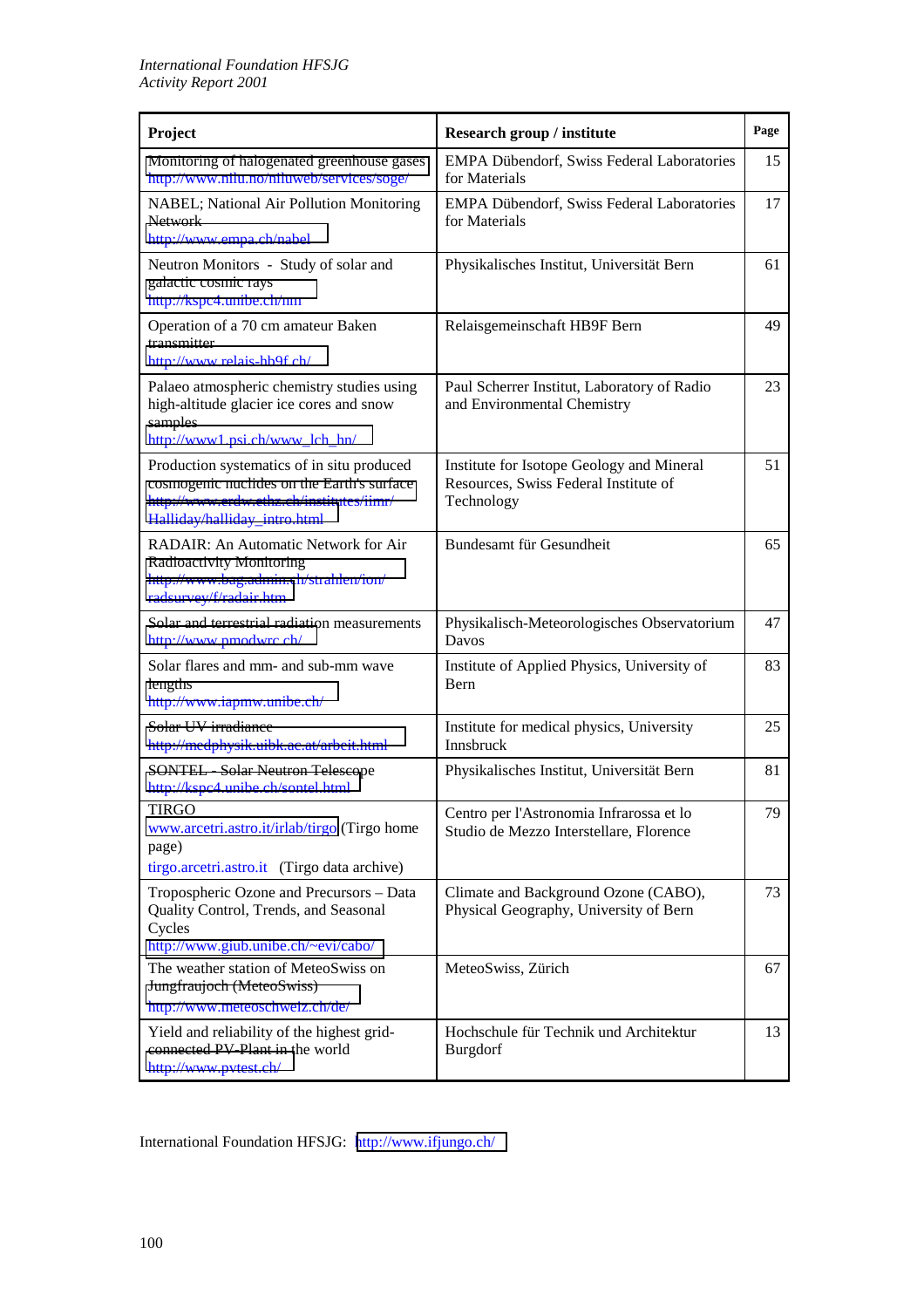| Project | Research group / institute | Page |
|---|---|---|
| Monitoring of halogenated greenhouse gases http://www.nilu.no/niluweb/services/soge/ | EMPA Dübendorf, Swiss Federal Laboratories for Materials | 15 |
| NABEL; National Air Pollution Monitoring Network http://www.empa.ch/nabel | EMPA Dübendorf, Swiss Federal Laboratories for Materials | 17 |
| Neutron Monitors - Study of solar and galactic cosmic rays http://kspc4.unibe.ch/nm | Physikalisches Institut, Universität Bern | 61 |
| Operation of a 70 cm amateur Baken transmitter http://www.relais-hb9f.ch/ | Relaisgemeinschaft HB9F Bern | 49 |
| Palaeo atmospheric chemistry studies using high-altitude glacier ice cores and snow samples http://www1.psi.ch/www_lch_hn/ | Paul Scherrer Institut, Laboratory of Radio and Environmental Chemistry | 23 |
| Production systematics of in situ produced cosmogenic nuclides on the Earth's surface http://www.erdw.ethz.ch/institutes/iimr/Halliday/halliday_intro.html | Institute for Isotope Geology and Mineral Resources, Swiss Federal Institute of Technology | 51 |
| RADAIR: An Automatic Network for Air Radioactivity Monitoring http://www.bag.admin.ch/strahlen/ion/radsurvey/f/radair.htm | Bundesamt für Gesundheit | 65 |
| Solar and terrestrial radiation measurements http://www.pmodwrc.ch/ | Physikalisch-Meteorologisches Observatorium Davos | 47 |
| Solar flares and mm- and sub-mm wave lengths http://www.iapmw.unibe.ch/ | Institute of Applied Physics, University of Bern | 83 |
| Solar UV irradiance http://medphysik.uibk.ac.at/arbeit.html | Institute for medical physics, University Innsbruck | 25 |
| SONTEL - Solar Neutron Telescope http://kspc4.unibe.ch/sontel.html | Physikalisches Institut, Universität Bern | 81 |
| TIRGO www.arcetri.astro.it/irlab/tirgo (Tirgo home page) tirgo.arcetri.astro.it (Tirgo data archive) | Centro per l'Astronomia Infrarossa et lo Studio de Mezzo Interstellare, Florence | 79 |
| Tropospheric Ozone and Precursors – Data Quality Control, Trends, and Seasonal Cycles http://www.giub.unibe.ch/~evi/cabo/ | Climate and Background Ozone (CABO), Physical Geography, University of Bern | 73 |
| The weather station of MeteoSwiss on Jungfraujoch (MeteoSwiss) http://www.meteoschweiz.ch/de/ | MeteoSwiss, Zürich | 67 |
| Yield and reliability of the highest grid-connected PV-Plant in the world http://www.pvtest.ch/ | Hochschule für Technik und Architektur Burgdorf | 13 |

International Foundation HFSJG: http://www.ifjungo.ch/